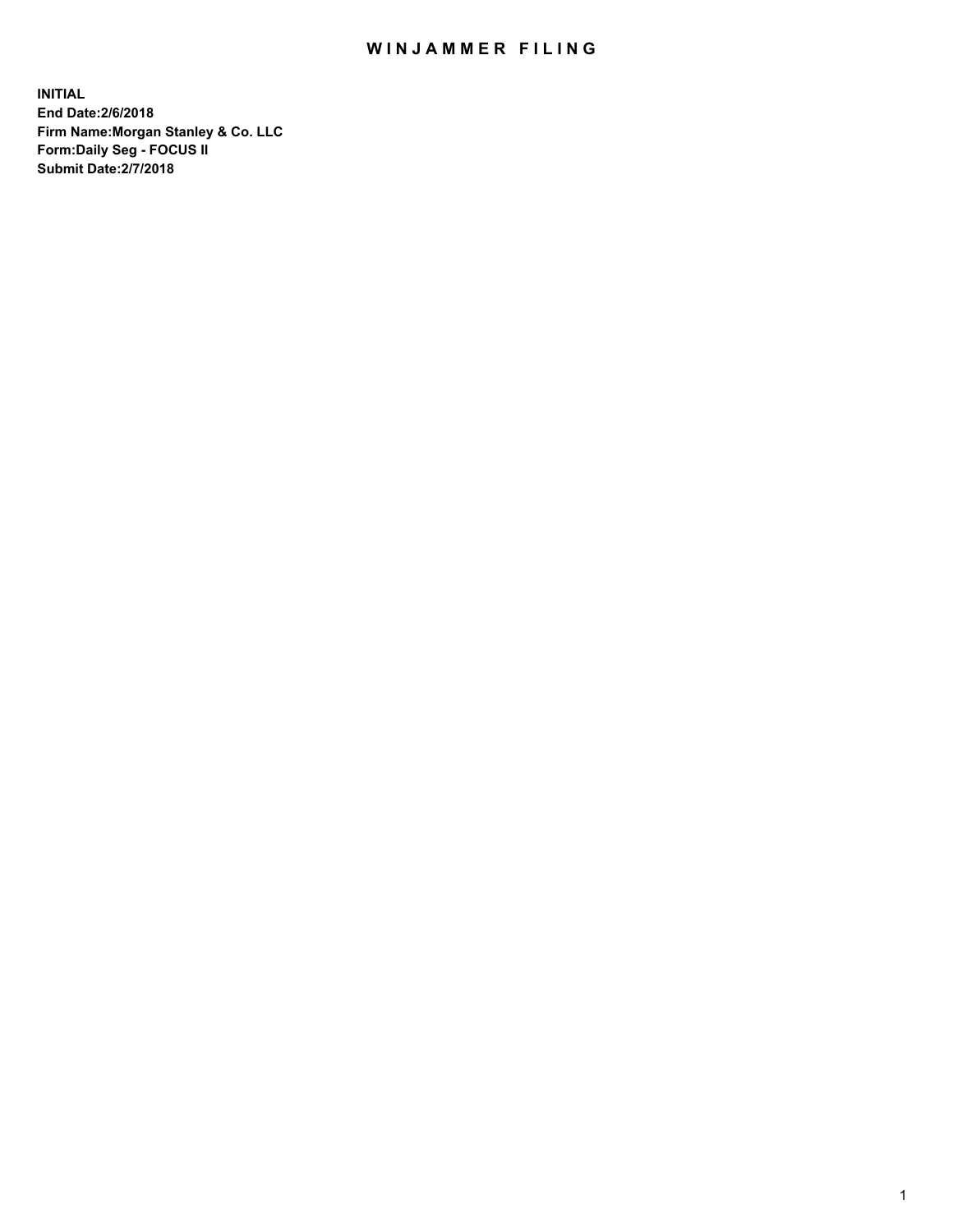# WINJAMMER FILING

**INITIAL**
**End Date:2/6/2018**
**Firm Name:Morgan Stanley & Co. LLC**
**Form:Daily Seg - FOCUS II**
**Submit Date:2/7/2018**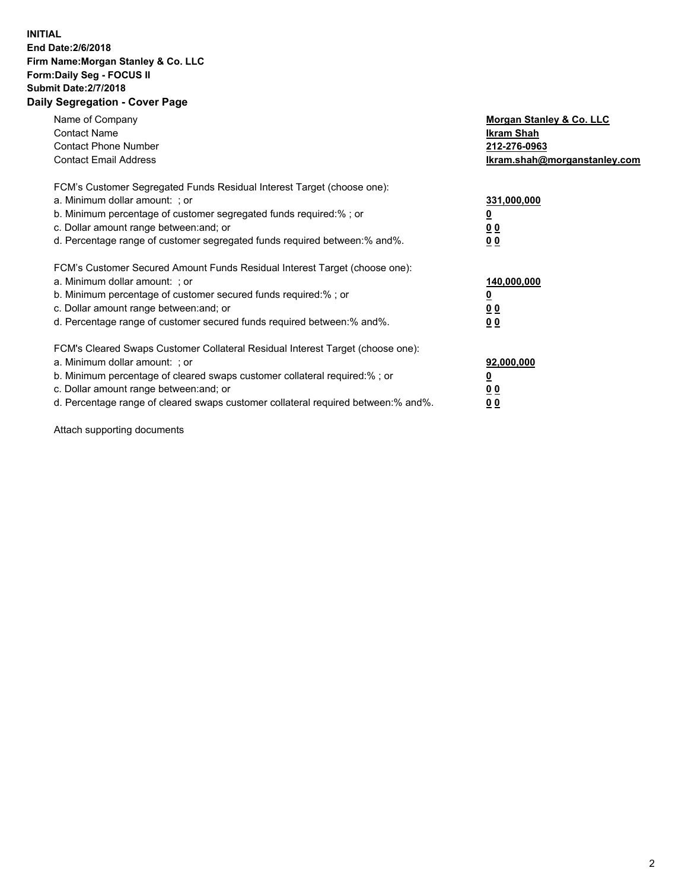**INITIAL**
**End Date:2/6/2018**
**Firm Name:Morgan Stanley & Co. LLC**
**Form:Daily Seg - FOCUS II**
**Submit Date:2/7/2018**

## Daily Segregation - Cover Page

| | |
|---|---|
| Name of Company | **Morgan Stanley & Co. LLC** |
| Contact Name | **Ikram Shah** |
| Contact Phone Number | **212-276-0963** |
| Contact Email Address | **Ikram.shah@morganstanley.com** |

| | |
|---|---|
| FCM's Customer Segregated Funds Residual Interest Target (choose one): | |
| a. Minimum dollar amount: ; or | **331,000,000** |
| b. Minimum percentage of customer segregated funds required:% ; or | **0** |
| c. Dollar amount range between:and; or | **0 0** |
| d. Percentage range of customer segregated funds required between:% and%. | **0 0** |

| | |
|---|---|
| FCM's Customer Secured Amount Funds Residual Interest Target (choose one): | |
| a. Minimum dollar amount: ; or | **140,000,000** |
| b. Minimum percentage of customer secured funds required:% ; or | **0** |
| c. Dollar amount range between:and; or | **0 0** |
| d. Percentage range of customer secured funds required between:% and%. | **0 0** |

| | |
|---|---|
| FCM's Cleared Swaps Customer Collateral Residual Interest Target (choose one): | |
| a. Minimum dollar amount: ; or | **92,000,000** |
| b. Minimum percentage of cleared swaps customer collateral required:% ; or | **0** |
| c. Dollar amount range between:and; or | **0 0** |
| d. Percentage range of cleared swaps customer collateral required between:% and%. | **0 0** |

Attach supporting documents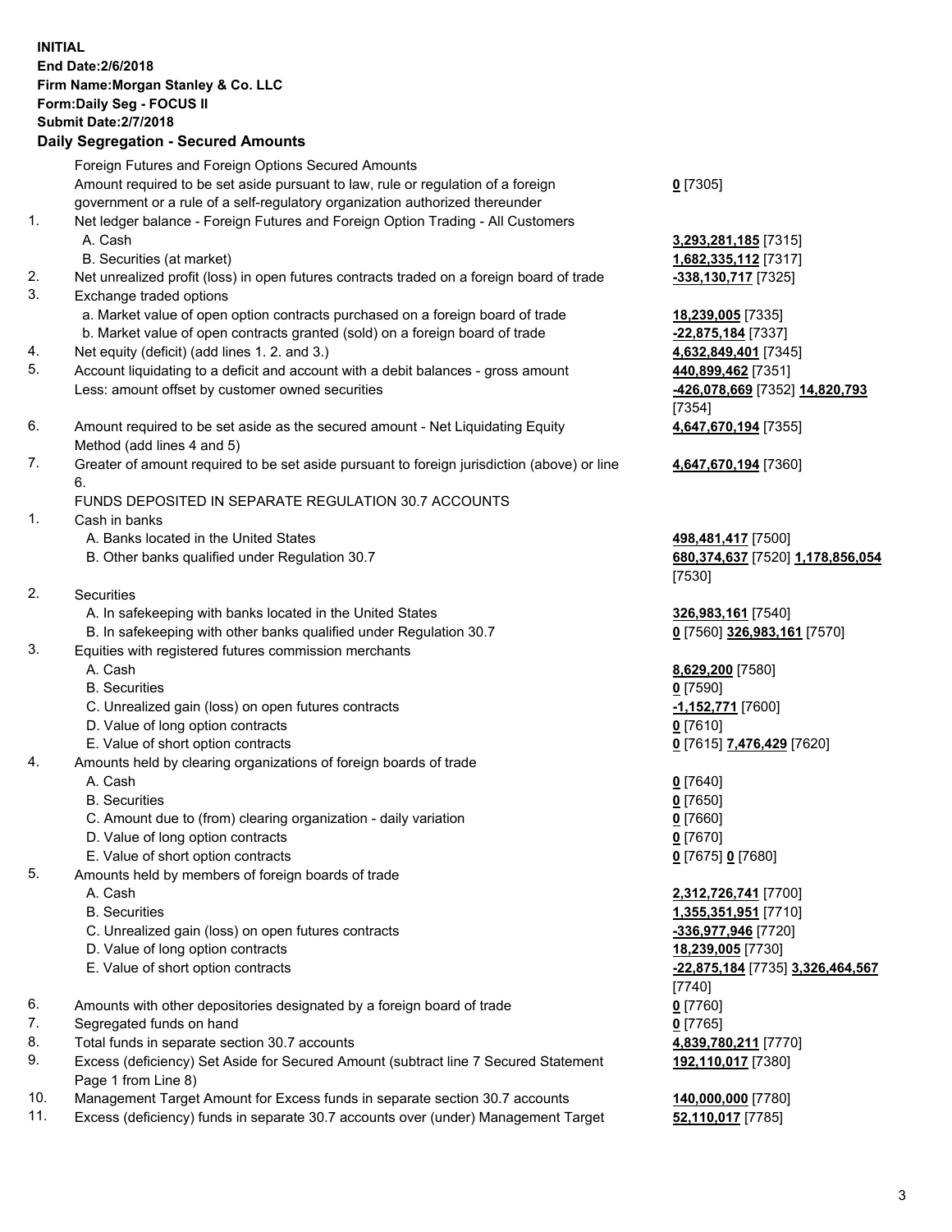**INITIAL**
**End Date:2/6/2018**
**Firm Name:Morgan Stanley & Co. LLC**
**Form:Daily Seg - FOCUS II**
**Submit Date:2/7/2018**

**Daily Segregation - Secured Amounts**

| | | |
|---|---|---|
| | Foreign Futures and Foreign Options Secured Amounts | |
| | Amount required to be set aside pursuant to law, rule or regulation of a foreign government or a rule of a self-regulatory organization authorized thereunder | **0** [7305] |
| 1. | Net ledger balance - Foreign Futures and Foreign Option Trading - All Customers | |
| | A. Cash | **3,293,281,185** [7315] |
| | B. Securities (at market) | **1,682,335,112** [7317] |
| 2. | Net unrealized profit (loss) in open futures contracts traded on a foreign board of trade | **-338,130,717** [7325] |
| 3. | Exchange traded options | |
| | a. Market value of open option contracts purchased on a foreign board of trade | **18,239,005** [7335] |
| | b. Market value of open contracts granted (sold) on a foreign board of trade | **-22,875,184** [7337] |
| 4. | Net equity (deficit) (add lines 1. 2. and 3.) | **4,632,849,401** [7345] |
| 5. | Account liquidating to a deficit and account with a debit balances - gross amount | **440,899,462** [7351] |
| | Less: amount offset by customer owned securities | **-426,078,669** [7352] **14,820,793** [7354] |
| 6. | Amount required to be set aside as the secured amount - Net Liquidating Equity Method (add lines 4 and 5) | **4,647,670,194** [7355] |
| 7. | Greater of amount required to be set aside pursuant to foreign jurisdiction (above) or line 6. | **4,647,670,194** [7360] |
| | FUNDS DEPOSITED IN SEPARATE REGULATION 30.7 ACCOUNTS | |
| 1. | Cash in banks | |
| | A. Banks located in the United States | **498,481,417** [7500] |
| | B. Other banks qualified under Regulation 30.7 | **680,374,637** [7520] **1,178,856,054** [7530] |
| 2. | Securities | |
| | A. In safekeeping with banks located in the United States | **326,983,161** [7540] |
| | B. In safekeeping with other banks qualified under Regulation 30.7 | **0** [7560] **326,983,161** [7570] |
| 3. | Equities with registered futures commission merchants | |
| | A. Cash | **8,629,200** [7580] |
| | B. Securities | **0** [7590] |
| | C. Unrealized gain (loss) on open futures contracts | **-1,152,771** [7600] |
| | D. Value of long option contracts | **0** [7610] |
| | E. Value of short option contracts | **0** [7615] **7,476,429** [7620] |
| 4. | Amounts held by clearing organizations of foreign boards of trade | |
| | A. Cash | **0** [7640] |
| | B. Securities | **0** [7650] |
| | C. Amount due to (from) clearing organization - daily variation | **0** [7660] |
| | D. Value of long option contracts | **0** [7670] |
| | E. Value of short option contracts | **0** [7675] **0** [7680] |
| 5. | Amounts held by members of foreign boards of trade | |
| | A. Cash | **2,312,726,741** [7700] |
| | B. Securities | **1,355,351,951** [7710] |
| | C. Unrealized gain (loss) on open futures contracts | **-336,977,946** [7720] |
| | D. Value of long option contracts | **18,239,005** [7730] |
| | E. Value of short option contracts | **-22,875,184** [7735] **3,326,464,567** [7740] |
| 6. | Amounts with other depositories designated by a foreign board of trade | **0** [7760] |
| 7. | Segregated funds on hand | **0** [7765] |
| 8. | Total funds in separate section 30.7 accounts | **4,839,780,211** [7770] |
| 9. | Excess (deficiency) Set Aside for Secured Amount (subtract line 7 Secured Statement Page 1 from Line 8) | **192,110,017** [7380] |
| 10. | Management Target Amount for Excess funds in separate section 30.7 accounts | **140,000,000** [7780] |
| 11. | Excess (deficiency) funds in separate 30.7 accounts over (under) Management Target | **52,110,017** [7785] |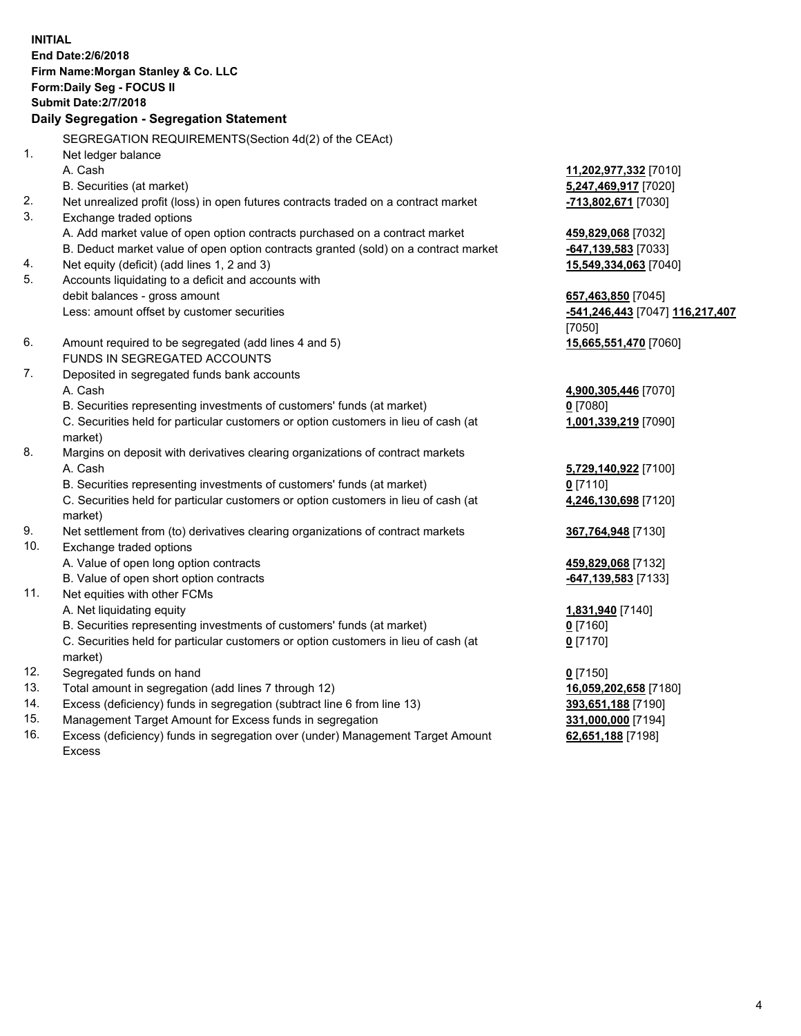**INITIAL**
**End Date:2/6/2018**
**Firm Name:Morgan Stanley & Co. LLC**
**Form:Daily Seg - FOCUS II**
**Submit Date:2/7/2018**

## Daily Segregation - Segregation Statement

SEGREGATION REQUIREMENTS(Section 4d(2) of the CEAct)

| | | |
|---|---|---|
| 1. | Net ledger balance | |
| | A. Cash | **11,202,977,332** [7010] |
| | B. Securities (at market) | **5,247,469,917** [7020] |
| 2. | Net unrealized profit (loss) in open futures contracts traded on a contract market | **-713,802,671** [7030] |
| 3. | Exchange traded options | |
| | A. Add market value of open option contracts purchased on a contract market | **459,829,068** [7032] |
| | B. Deduct market value of open option contracts granted (sold) on a contract market | **-647,139,583** [7033] |
| 4. | Net equity (deficit) (add lines 1, 2 and 3) | **15,549,334,063** [7040] |
| 5. | Accounts liquidating to a deficit and accounts with debit balances - gross amount | **657,463,850** [7045] |
| | Less: amount offset by customer securities | **-541,246,443** [7047] **116,217,407** [7050] |
| 6. | Amount required to be segregated (add lines 4 and 5) | **15,665,551,470** [7060] |
| | FUNDS IN SEGREGATED ACCOUNTS | |
| 7. | Deposited in segregated funds bank accounts | |
| | A. Cash | **4,900,305,446** [7070] |
| | B. Securities representing investments of customers' funds (at market) | **0** [7080] |
| | C. Securities held for particular customers or option customers in lieu of cash (at market) | **1,001,339,219** [7090] |
| 8. | Margins on deposit with derivatives clearing organizations of contract markets | |
| | A. Cash | **5,729,140,922** [7100] |
| | B. Securities representing investments of customers' funds (at market) | **0** [7110] |
| | C. Securities held for particular customers or option customers in lieu of cash (at market) | **4,246,130,698** [7120] |
| 9. | Net settlement from (to) derivatives clearing organizations of contract markets | **367,764,948** [7130] |
| 10. | Exchange traded options | |
| | A. Value of open long option contracts | **459,829,068** [7132] |
| | B. Value of open short option contracts | **-647,139,583** [7133] |
| 11. | Net equities with other FCMs | |
| | A. Net liquidating equity | **1,831,940** [7140] |
| | B. Securities representing investments of customers' funds (at market) | **0** [7160] |
| | C. Securities held for particular customers or option customers in lieu of cash (at market) | **0** [7170] |
| 12. | Segregated funds on hand | **0** [7150] |
| 13. | Total amount in segregation (add lines 7 through 12) | **16,059,202,658** [7180] |
| 14. | Excess (deficiency) funds in segregation (subtract line 6 from line 13) | **393,651,188** [7190] |
| 15. | Management Target Amount for Excess funds in segregation | **331,000,000** [7194] |
| 16. | Excess (deficiency) funds in segregation over (under) Management Target Amount Excess | **62,651,188** [7198] |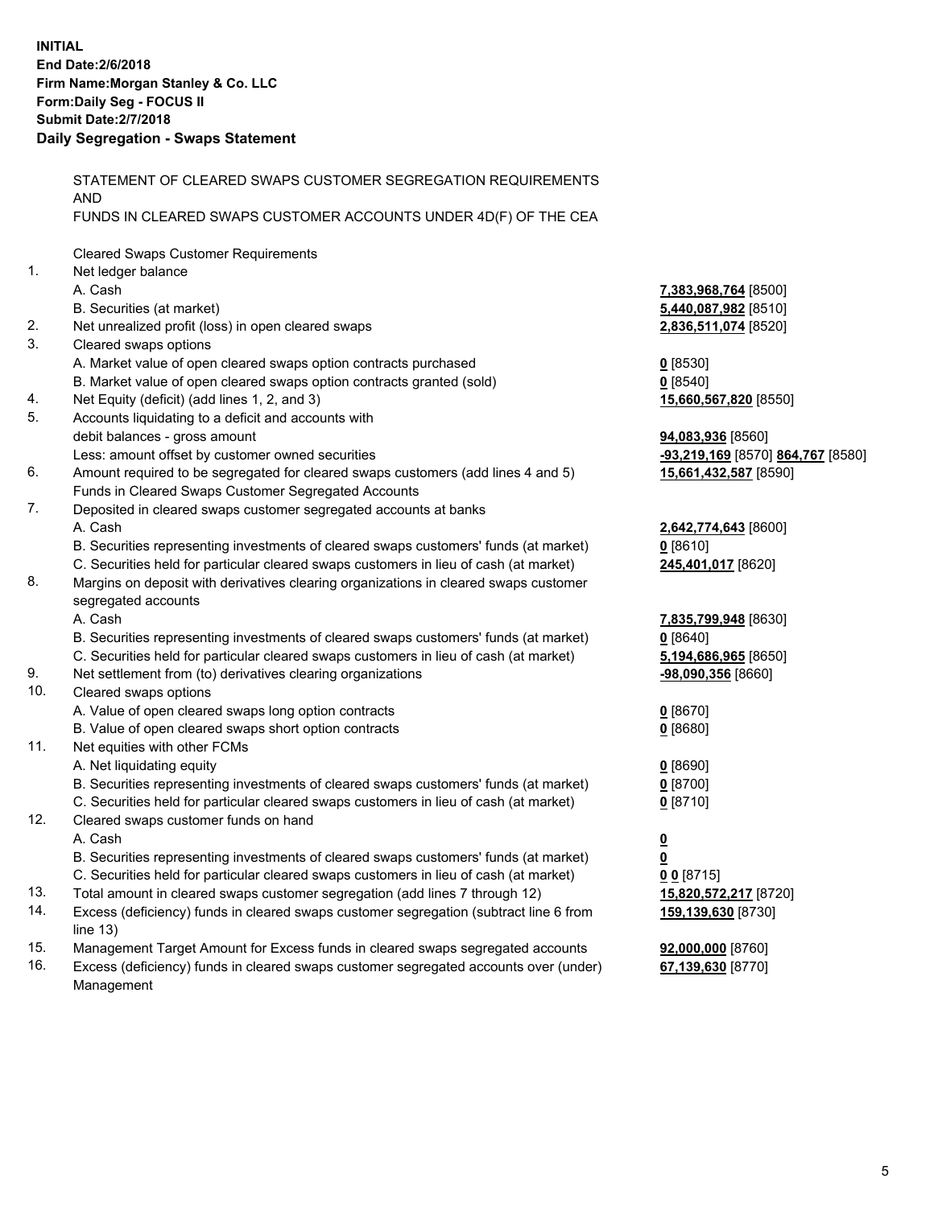**INITIAL**
**End Date:2/6/2018**
**Firm Name:Morgan Stanley & Co. LLC**
**Form:Daily Seg - FOCUS II**
**Submit Date:2/7/2018**
**Daily Segregation - Swaps Statement**

STATEMENT OF CLEARED SWAPS CUSTOMER SEGREGATION REQUIREMENTS AND FUNDS IN CLEARED SWAPS CUSTOMER ACCOUNTS UNDER 4D(F) OF THE CEA

| | | |
|---|---|---|
| | Cleared Swaps Customer Requirements | |
| 1. | Net ledger balance | |
| | A. Cash | **7,383,968,764** [8500] |
| | B. Securities (at market) | **5,440,087,982** [8510] |
| 2. | Net unrealized profit (loss) in open cleared swaps | **2,836,511,074** [8520] |
| 3. | Cleared swaps options | |
| | A. Market value of open cleared swaps option contracts purchased | **0** [8530] |
| | B. Market value of open cleared swaps option contracts granted (sold) | **0** [8540] |
| 4. | Net Equity (deficit) (add lines 1, 2, and 3) | **15,660,567,820** [8550] |
| 5. | Accounts liquidating to a deficit and accounts with | |
| | debit balances - gross amount | **94,083,936** [8560] |
| | Less: amount offset by customer owned securities | **-93,219,169** [8570] **864,767** [8580] |
| 6. | Amount required to be segregated for cleared swaps customers (add lines 4 and 5) | **15,661,432,587** [8590] |
| | Funds in Cleared Swaps Customer Segregated Accounts | |
| 7. | Deposited in cleared swaps customer segregated accounts at banks | |
| | A. Cash | **2,642,774,643** [8600] |
| | B. Securities representing investments of cleared swaps customers' funds (at market) | **0** [8610] |
| | C. Securities held for particular cleared swaps customers in lieu of cash (at market) | **245,401,017** [8620] |
| 8. | Margins on deposit with derivatives clearing organizations in cleared swaps customer segregated accounts | |
| | A. Cash | **7,835,799,948** [8630] |
| | B. Securities representing investments of cleared swaps customers' funds (at market) | **0** [8640] |
| | C. Securities held for particular cleared swaps customers in lieu of cash (at market) | **5,194,686,965** [8650] |
| 9. | Net settlement from (to) derivatives clearing organizations | **-98,090,356** [8660] |
| 10. | Cleared swaps options | |
| | A. Value of open cleared swaps long option contracts | **0** [8670] |
| | B. Value of open cleared swaps short option contracts | **0** [8680] |
| 11. | Net equities with other FCMs | |
| | A. Net liquidating equity | **0** [8690] |
| | B. Securities representing investments of cleared swaps customers' funds (at market) | **0** [8700] |
| | C. Securities held for particular cleared swaps customers in lieu of cash (at market) | **0** [8710] |
| 12. | Cleared swaps customer funds on hand | |
| | A. Cash | **0** |
| | B. Securities representing investments of cleared swaps customers' funds (at market) | **0** |
| | C. Securities held for particular cleared swaps customers in lieu of cash (at market) | **0** **0** [8715] |
| 13. | Total amount in cleared swaps customer segregation (add lines 7 through 12) | **15,820,572,217** [8720] |
| 14. | Excess (deficiency) funds in cleared swaps customer segregation (subtract line 6 from line 13) | **159,139,630** [8730] |
| 15. | Management Target Amount for Excess funds in cleared swaps segregated accounts | **92,000,000** [8760] |
| 16. | Excess (deficiency) funds in cleared swaps customer segregated accounts over (under) Management | **67,139,630** [8770] |